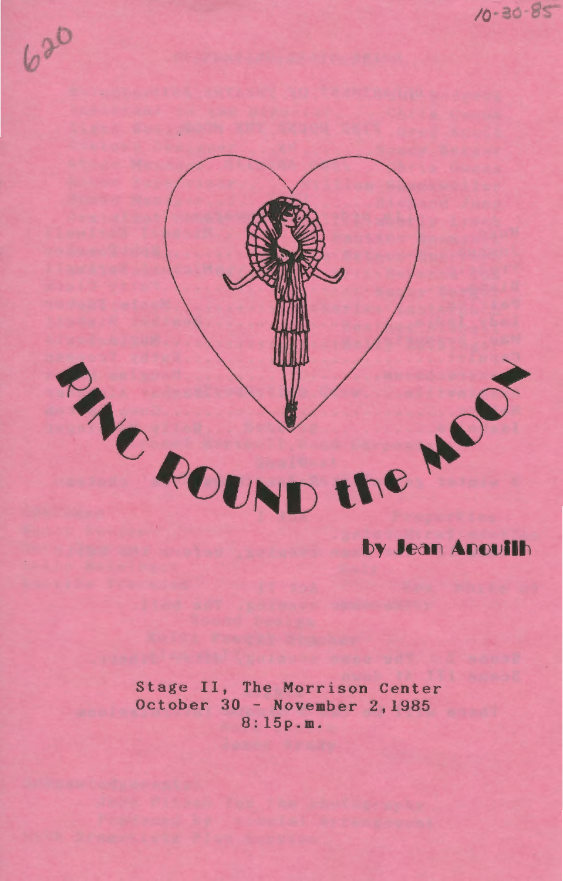# RING ROUND the MOON

## by Jean Anouilh

Stage II, The Morrison Center
October 30 - November 2, 1985
8:15p.m.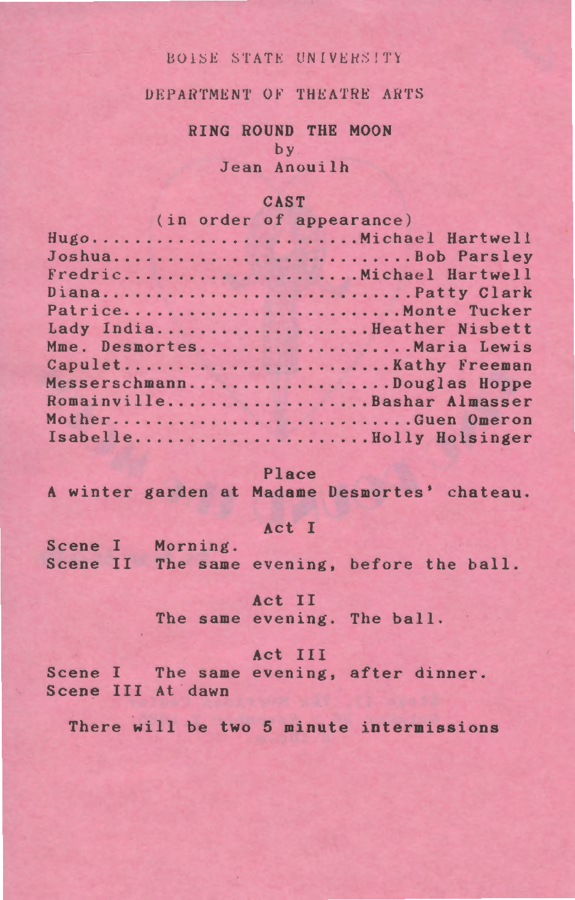BOISE STATE UNIVERSITY

DEPARTMENT OF THEATRE ARTS

# RING ROUND THE MOON

by

Jean Anouilh

## CAST

(in order of appearance)

| Role | Actor |
|---|---|
| Hugo | Michael Hartwell |
| Joshua | Bob Parsley |
| Fredric | Michael Hartwell |
| Diana | Patty Clark |
| Patrice | Monte Tucker |
| Lady India | Heather Nisbett |
| Mme. Desmortes | Maria Lewis |
| Capulet | Kathy Freeman |
| Messerschmann | Douglas Hoppe |
| Romainville | Bashar Almasser |
| Mother | Guen Omeron |
| Isabelle | Holly Holsinger |

### Place

A winter garden at Madame Desmortes' chateau.

### Act I

Scene I Morning.

Scene II The same evening, before the ball.

### Act II

The same evening. The ball.

### Act III

Scene I The same evening, after dinner.

Scene III At dawn

**There will be two 5 minute intermissions**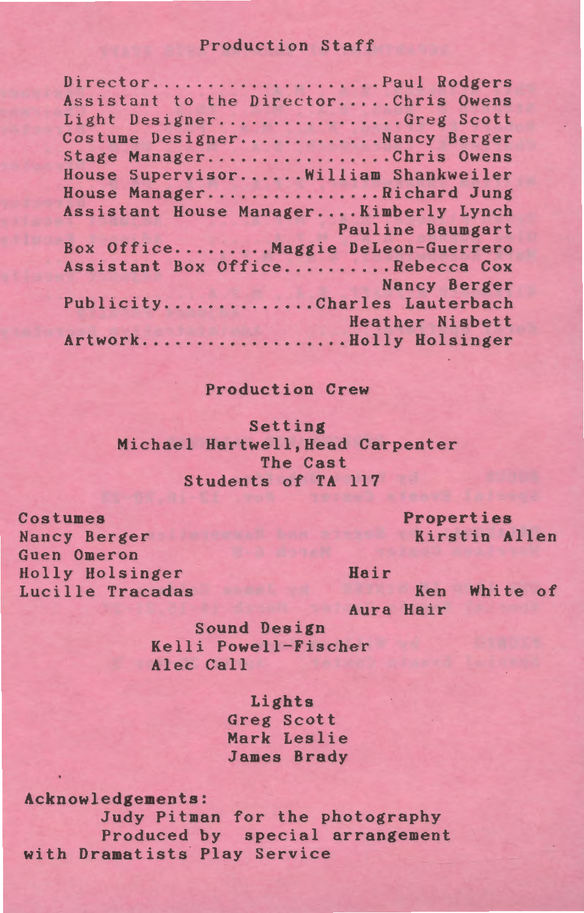## Production Staff

Director......................Paul Rodgers
Assistant to the Director.....Chris Owens
Light Designer.................Greg Scott
Costume Designer.............Nancy Berger
Stage Manager.................Chris Owens
House Supervisor......William Shankweiler
House Manager................Richard Jung
Assistant House Manager....Kimberly Lynch
Pauline Baumgart
Box Office.........Maggie DeLeon-Guerrero
Assistant Box Office..........Rebecca Cox
Nancy Berger
Publicity.............Charles Lauterbach
Heather Nisbett
Artwork...................Holly Holsinger

## Production Crew

**Setting**
Michael Hartwell, Head Carpenter
The Cast
Students of TA 117

**Costumes**
Nancy Berger
Guen Omeron
Holly Holsinger
Lucille Tracadas

**Properties**
Kirstin Allen

**Hair**
Ken White of Aura Hair

**Sound Design**
Kelli Powell-Fischer
Alec Call

**Lights**
Greg Scott
Mark Leslie
James Brady

**Acknowledgements:**
Judy Pitman for the photography
Produced by special arrangement with Dramatists Play Service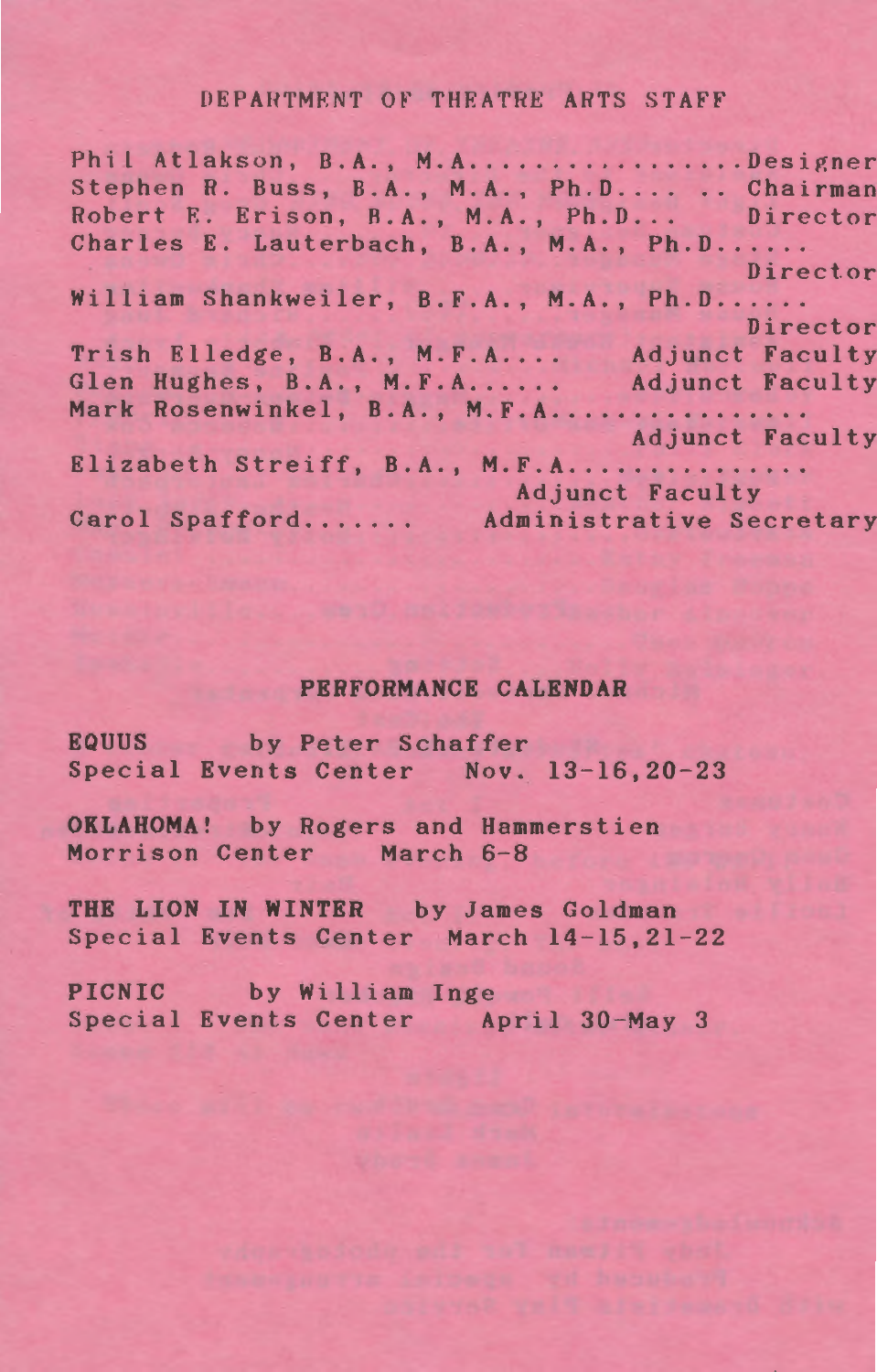## DEPARTMENT OF THEATRE ARTS STAFF

Phil Atlakson, B.A., M.A.................Designer
Stephen R. Buss, B.A., M.A., Ph.D.... .. Chairman
Robert E. Erison, B.A., M.A., Ph.D... Director
Charles E. Lauterbach, B.A., M.A., Ph.D...... Director
William Shankweiler, B.F.A., M.A., Ph.D...... Director
Trish Elledge, B.A., M.F.A.... Adjunct Faculty
Glen Hughes, B.A., M.F.A...... Adjunct Faculty
Mark Rosenwinkel, B.A., M.F.A................ Adjunct Faculty
Elizabeth Streiff, B.A., M.F.A............... Adjunct Faculty
Carol Spafford....... Administrative Secretary

## PERFORMANCE CALENDAR

**EQUUS** by Peter Schaffer
Special Events Center Nov. 13-16,20-23

**OKLAHOMA!** by Rogers and Hammerstien
Morrison Center March 6-8

**THE LION IN WINTER** by James Goldman
Special Events Center March 14-15,21-22

**PICNIC** by William Inge
Special Events Center April 30-May 3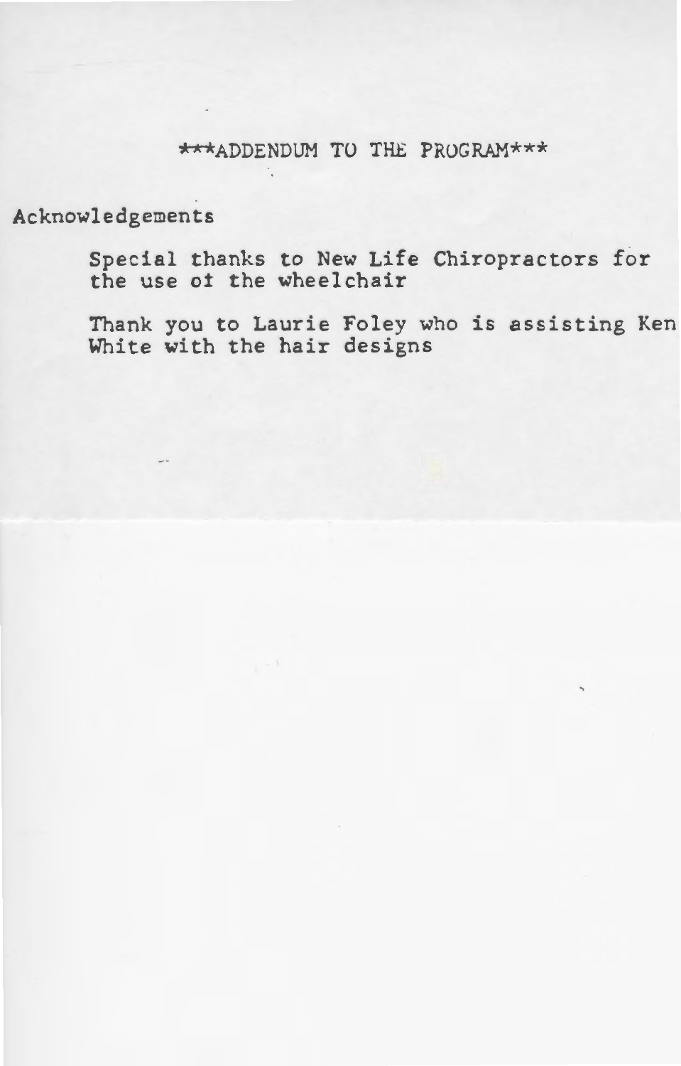***ADDENDUM TO THE PROGRAM***

Acknowledgements

Special thanks to New Life Chiropractors for the use of the wheelchair

Thank you to Laurie Foley who is assisting Ken White with the hair designs